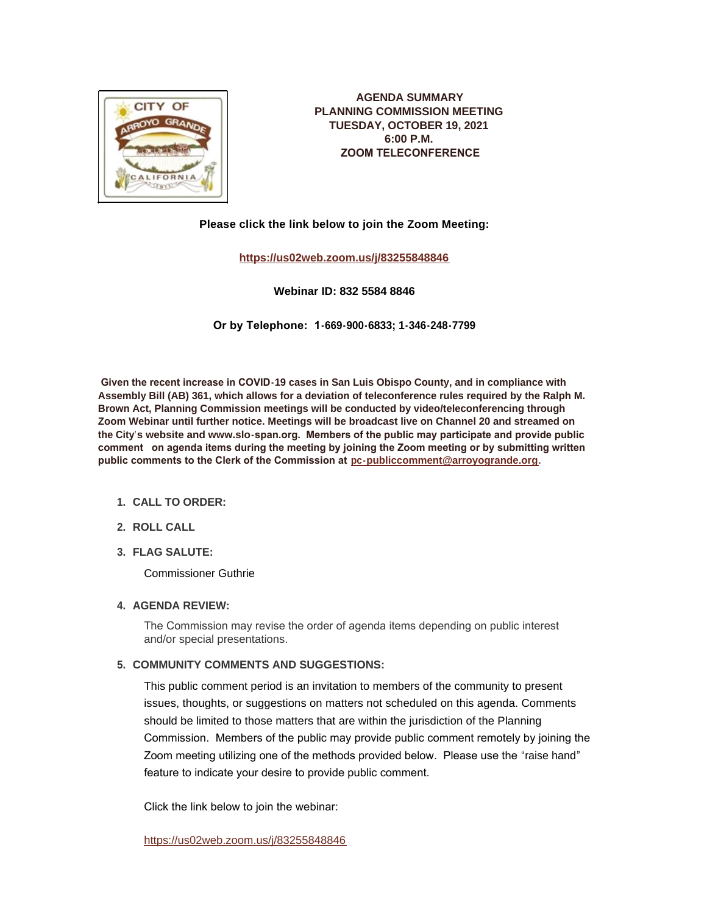**AGENDA SUMMARY**
**PLANNING COMMISSION MEETING**
**TUESDAY, OCTOBER 19, 2021**
**6:00 P.M.**
**ZOOM TELECONFERENCE**

**Please click the link below to join the Zoom Meeting:**

**https://us02web.zoom.us/j/83255848846**

**Webinar ID: 832 5584 8846**

**Or by Telephone: 1-669-900-6833; 1-346-248-7799**

**Given the recent increase in COVID-19 cases in San Luis Obispo County, and in compliance with Assembly Bill (AB) 361, which allows for a deviation of teleconference rules required by the Ralph M. Brown Act, Planning Commission meetings will be conducted by video/teleconferencing through Zoom Webinar until further notice. Meetings will be broadcast live on Channel 20 and streamed on the City's website and www.slo-span.org. Members of the public may participate and provide public comment on agenda items during the meeting by joining the Zoom meeting or by submitting written public comments to the Clerk of the Commission at pc-publiccomment@arroyogrande.org.**

1. **CALL TO ORDER:**

2. **ROLL CALL**

3. **FLAG SALUTE:**

   Commissioner Guthrie

4. **AGENDA REVIEW:**

   The Commission may revise the order of agenda items depending on public interest and/or special presentations.

5. **COMMUNITY COMMENTS AND SUGGESTIONS:**

   This public comment period is an invitation to members of the community to present issues, thoughts, or suggestions on matters not scheduled on this agenda. Comments should be limited to those matters that are within the jurisdiction of the Planning Commission. Members of the public may provide public comment remotely by joining the Zoom meeting utilizing one of the methods provided below. Please use the "raise hand" feature to indicate your desire to provide public comment.

   Click the link below to join the webinar:

   https://us02web.zoom.us/j/83255848846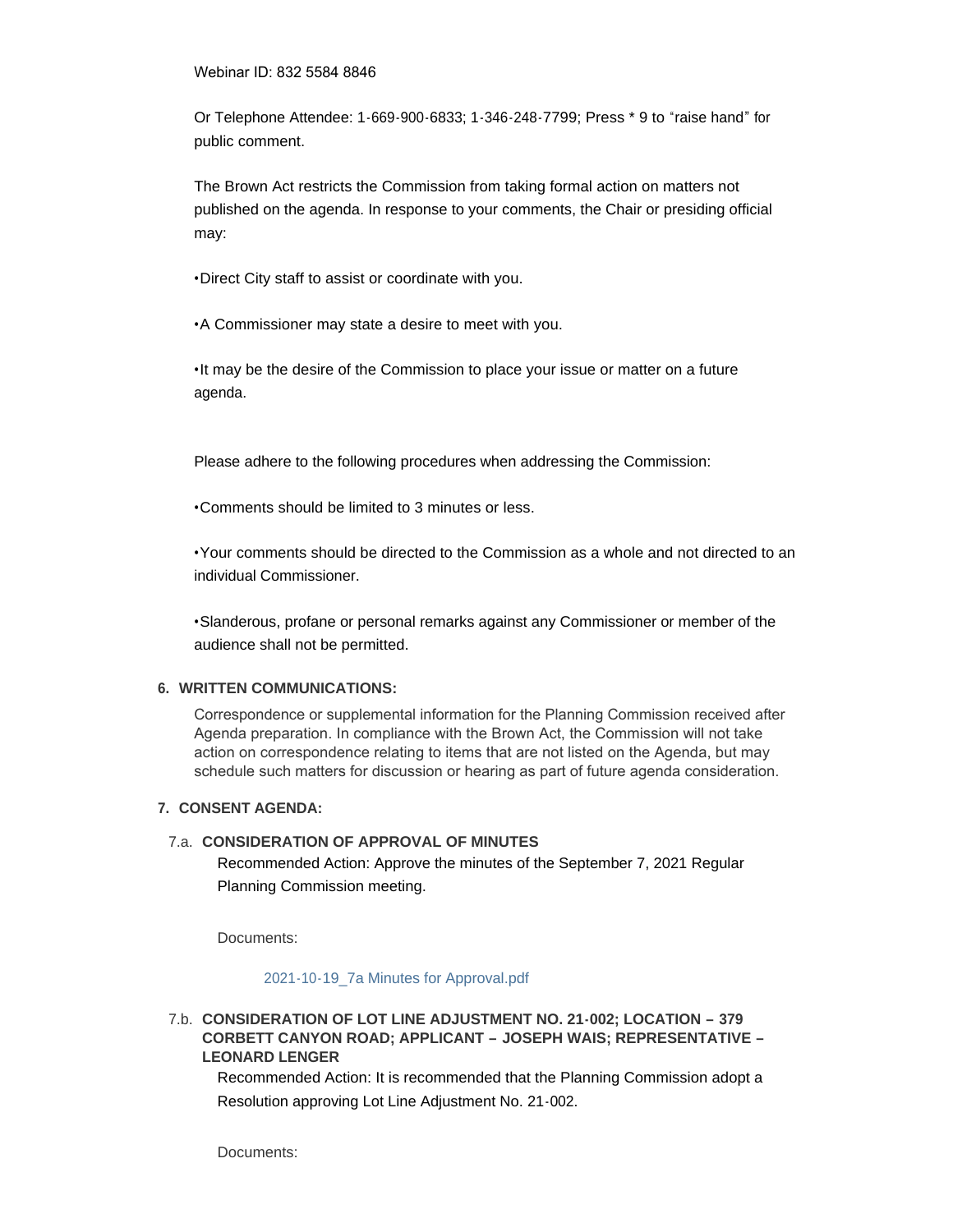Webinar ID: 832 5584 8846

Or Telephone Attendee: 1-669-900-6833; 1-346-248-7799; Press * 9 to "raise hand" for public comment.

The Brown Act restricts the Commission from taking formal action on matters not published on the agenda. In response to your comments, the Chair or presiding official may:

- Direct City staff to assist or coordinate with you.
- A Commissioner may state a desire to meet with you.
- It may be the desire of the Commission to place your issue or matter on a future agenda.

Please adhere to the following procedures when addressing the Commission:

- Comments should be limited to 3 minutes or less.
- Your comments should be directed to the Commission as a whole and not directed to an individual Commissioner.
- Slanderous, profane or personal remarks against any Commissioner or member of the audience shall not be permitted.

## 6. WRITTEN COMMUNICATIONS:

Correspondence or supplemental information for the Planning Commission received after Agenda preparation. In compliance with the Brown Act, the Commission will not take action on correspondence relating to items that are not listed on the Agenda, but may schedule such matters for discussion or hearing as part of future agenda consideration.

## 7. CONSENT AGENDA:

### 7.a. CONSIDERATION OF APPROVAL OF MINUTES

Recommended Action: Approve the minutes of the September 7, 2021 Regular Planning Commission meeting.

Documents:

2021-10-19_7a Minutes for Approval.pdf

### 7.b. CONSIDERATION OF LOT LINE ADJUSTMENT NO. 21-002; LOCATION – 379 CORBETT CANYON ROAD; APPLICANT – JOSEPH WAIS; REPRESENTATIVE – LEONARD LENGER

Recommended Action: It is recommended that the Planning Commission adopt a Resolution approving Lot Line Adjustment No. 21-002.

Documents: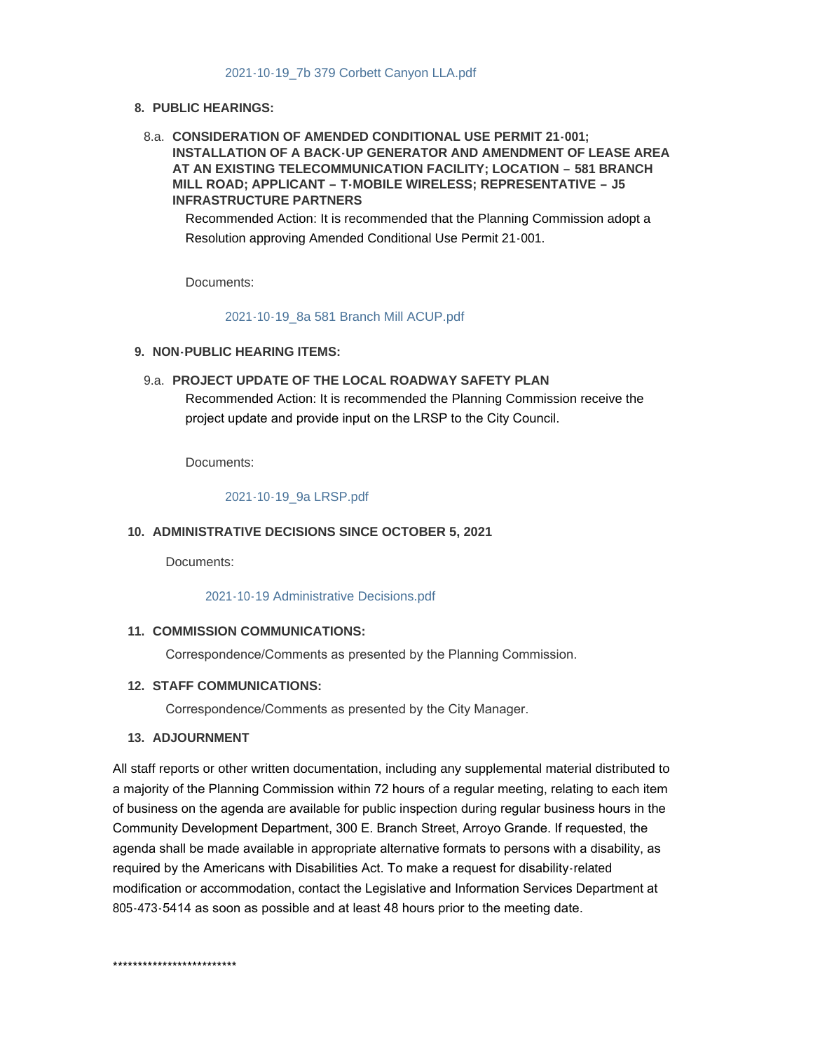2021-10-19_7b 379 Corbett Canyon LLA.pdf

**8. PUBLIC HEARINGS:**

8.a. **CONSIDERATION OF AMENDED CONDITIONAL USE PERMIT 21-001; INSTALLATION OF A BACK-UP GENERATOR AND AMENDMENT OF LEASE AREA AT AN EXISTING TELECOMMUNICATION FACILITY; LOCATION – 581 BRANCH MILL ROAD; APPLICANT – T-MOBILE WIRELESS; REPRESENTATIVE – J5 INFRASTRUCTURE PARTNERS**

Recommended Action: It is recommended that the Planning Commission adopt a Resolution approving Amended Conditional Use Permit 21-001.

Documents:

2021-10-19_8a 581 Branch Mill ACUP.pdf

**9. NON-PUBLIC HEARING ITEMS:**

9.a. **PROJECT UPDATE OF THE LOCAL ROADWAY SAFETY PLAN**

Recommended Action: It is recommended the Planning Commission receive the project update and provide input on the LRSP to the City Council.

Documents:

2021-10-19_9a LRSP.pdf

**10. ADMINISTRATIVE DECISIONS SINCE OCTOBER 5, 2021**

Documents:

2021-10-19 Administrative Decisions.pdf

**11. COMMISSION COMMUNICATIONS:**

Correspondence/Comments as presented by the Planning Commission.

**12. STAFF COMMUNICATIONS:**

Correspondence/Comments as presented by the City Manager.

**13. ADJOURNMENT**

All staff reports or other written documentation, including any supplemental material distributed to a majority of the Planning Commission within 72 hours of a regular meeting, relating to each item of business on the agenda are available for public inspection during regular business hours in the Community Development Department, 300 E. Branch Street, Arroyo Grande. If requested, the agenda shall be made available in appropriate alternative formats to persons with a disability, as required by the Americans with Disabilities Act. To make a request for disability-related modification or accommodation, contact the Legislative and Information Services Department at 805-473-5414 as soon as possible and at least 48 hours prior to the meeting date.

*************************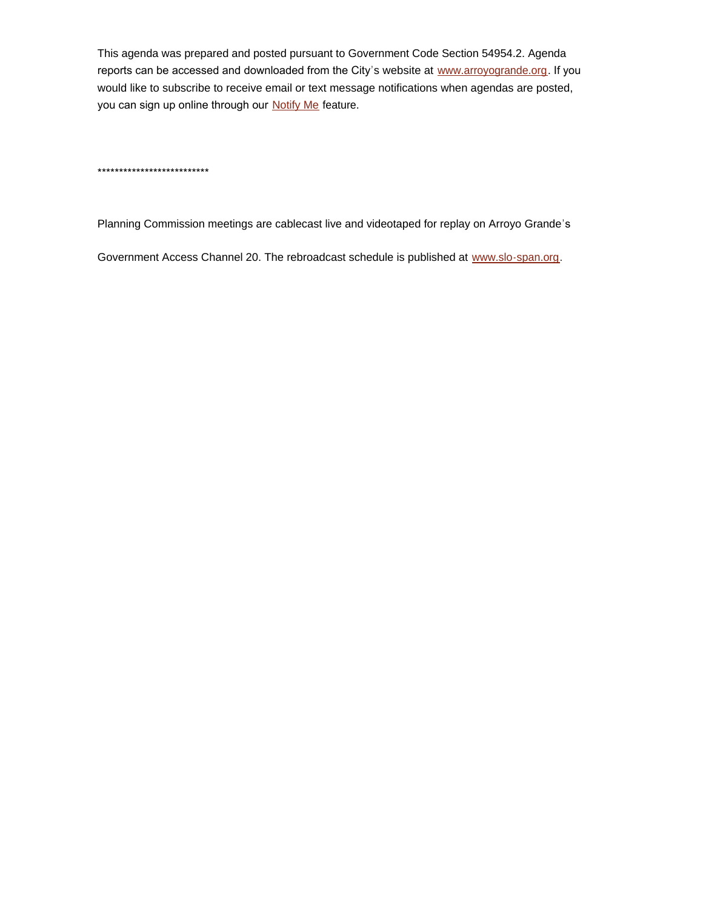This agenda was prepared and posted pursuant to Government Code Section 54954.2. Agenda reports can be accessed and downloaded from the City's website at www.arroyogrande.org. If you would like to subscribe to receive email or text message notifications when agendas are posted, you can sign up online through our Notify Me feature.

**************************

Planning Commission meetings are cablecast live and videotaped for replay on Arroyo Grande's Government Access Channel 20. The rebroadcast schedule is published at www.slo-span.org.